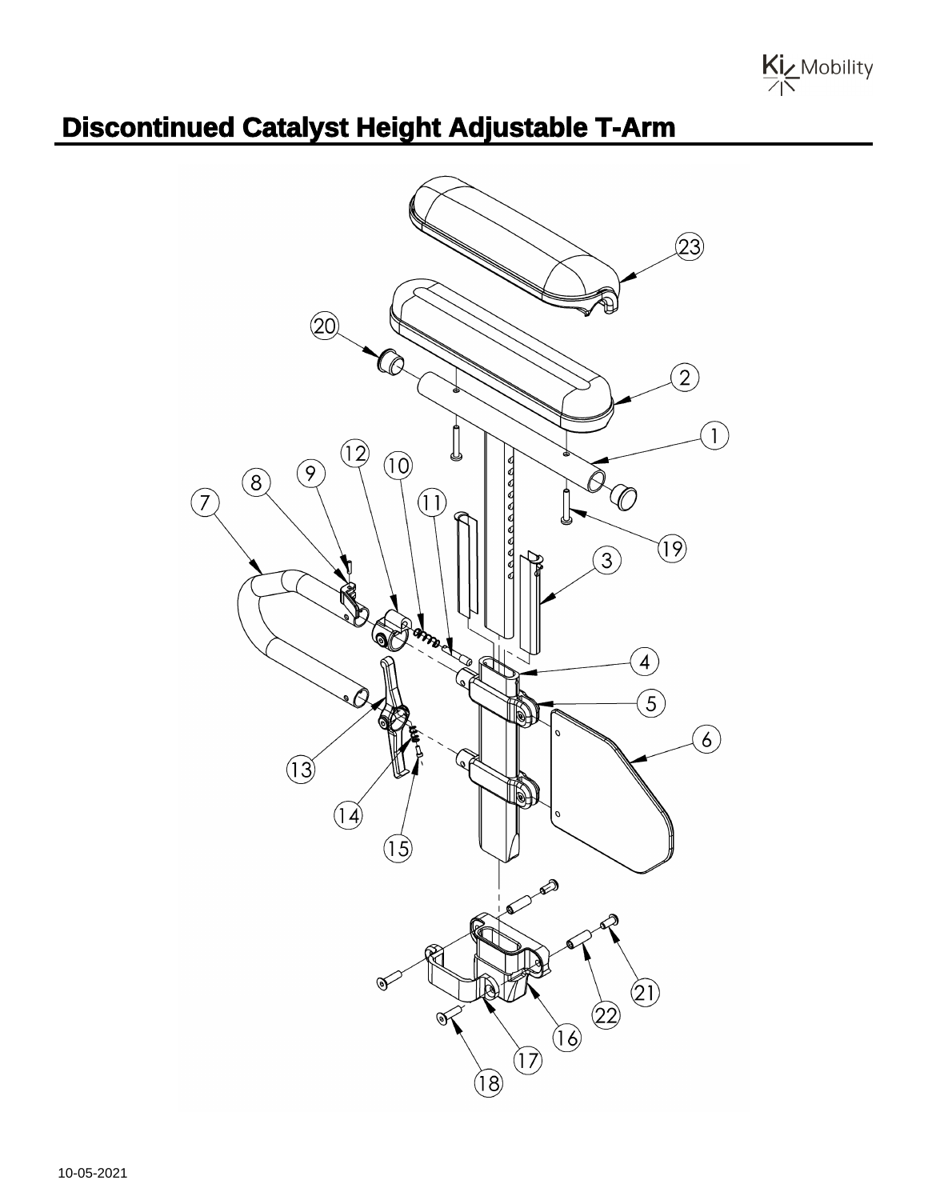# Discontinued Catalyst Height Adjustable T-Arm

10-05-2021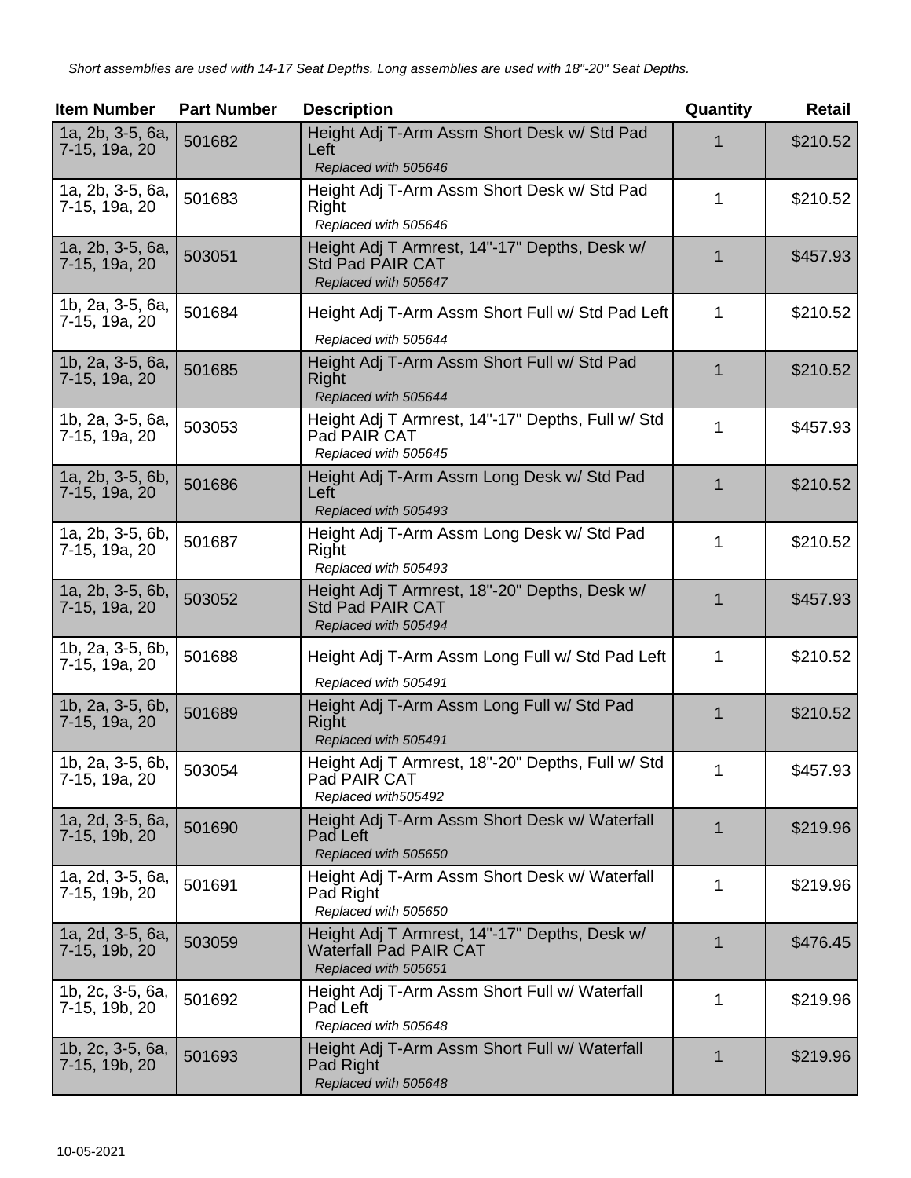*Short assemblies are used with 14-17 Seat Depths. Long assemblies are used with 18"-20" Seat Depths.*

| Item Number | Part Number | Description | Quantity | Retail |
|---|---|---|---|---|
| 1a, 2b, 3-5, 6a, 7-15, 19a, 20 | 501682 | Height Adj T-Arm Assm Short Desk w/ Std Pad Left *Replaced with 505646* | 1 | $210.52 |
| 1a, 2b, 3-5, 6a, 7-15, 19a, 20 | 501683 | Height Adj T-Arm Assm Short Desk w/ Std Pad Right *Replaced with 505646* | 1 | $210.52 |
| 1a, 2b, 3-5, 6a, 7-15, 19a, 20 | 503051 | Height Adj T Armrest, 14"-17" Depths, Desk w/ Std Pad PAIR CAT *Replaced with 505647* | 1 | $457.93 |
| 1b, 2a, 3-5, 6a, 7-15, 19a, 20 | 501684 | Height Adj T-Arm Assm Short Full w/ Std Pad Left *Replaced with 505644* | 1 | $210.52 |
| 1b, 2a, 3-5, 6a, 7-15, 19a, 20 | 501685 | Height Adj T-Arm Assm Short Full w/ Std Pad Right *Replaced with 505644* | 1 | $210.52 |
| 1b, 2a, 3-5, 6a, 7-15, 19a, 20 | 503053 | Height Adj T Armrest, 14"-17" Depths, Full w/ Std Pad PAIR CAT *Replaced with 505645* | 1 | $457.93 |
| 1a, 2b, 3-5, 6b, 7-15, 19a, 20 | 501686 | Height Adj T-Arm Assm Long Desk w/ Std Pad Left *Replaced with 505493* | 1 | $210.52 |
| 1a, 2b, 3-5, 6b, 7-15, 19a, 20 | 501687 | Height Adj T-Arm Assm Long Desk w/ Std Pad Right *Replaced with 505493* | 1 | $210.52 |
| 1a, 2b, 3-5, 6b, 7-15, 19a, 20 | 503052 | Height Adj T Armrest, 18"-20" Depths, Desk w/ Std Pad PAIR CAT *Replaced with 505494* | 1 | $457.93 |
| 1b, 2a, 3-5, 6b, 7-15, 19a, 20 | 501688 | Height Adj T-Arm Assm Long Full w/ Std Pad Left *Replaced with 505491* | 1 | $210.52 |
| 1b, 2a, 3-5, 6b, 7-15, 19a, 20 | 501689 | Height Adj T-Arm Assm Long Full w/ Std Pad Right *Replaced with 505491* | 1 | $210.52 |
| 1b, 2a, 3-5, 6b, 7-15, 19a, 20 | 503054 | Height Adj T Armrest, 18"-20" Depths, Full w/ Std Pad PAIR CAT *Replaced with505492* | 1 | $457.93 |
| 1a, 2d, 3-5, 6a, 7-15, 19b, 20 | 501690 | Height Adj T-Arm Assm Short Desk w/ Waterfall Pad Left *Replaced with 505650* | 1 | $219.96 |
| 1a, 2d, 3-5, 6a, 7-15, 19b, 20 | 501691 | Height Adj T-Arm Assm Short Desk w/ Waterfall Pad Right *Replaced with 505650* | 1 | $219.96 |
| 1a, 2d, 3-5, 6a, 7-15, 19b, 20 | 503059 | Height Adj T Armrest, 14"-17" Depths, Desk w/ Waterfall Pad PAIR CAT *Replaced with 505651* | 1 | $476.45 |
| 1b, 2c, 3-5, 6a, 7-15, 19b, 20 | 501692 | Height Adj T-Arm Assm Short Full w/ Waterfall Pad Left *Replaced with 505648* | 1 | $219.96 |
| 1b, 2c, 3-5, 6a, 7-15, 19b, 20 | 501693 | Height Adj T-Arm Assm Short Full w/ Waterfall Pad Right *Replaced with 505648* | 1 | $219.96 |

10-05-2021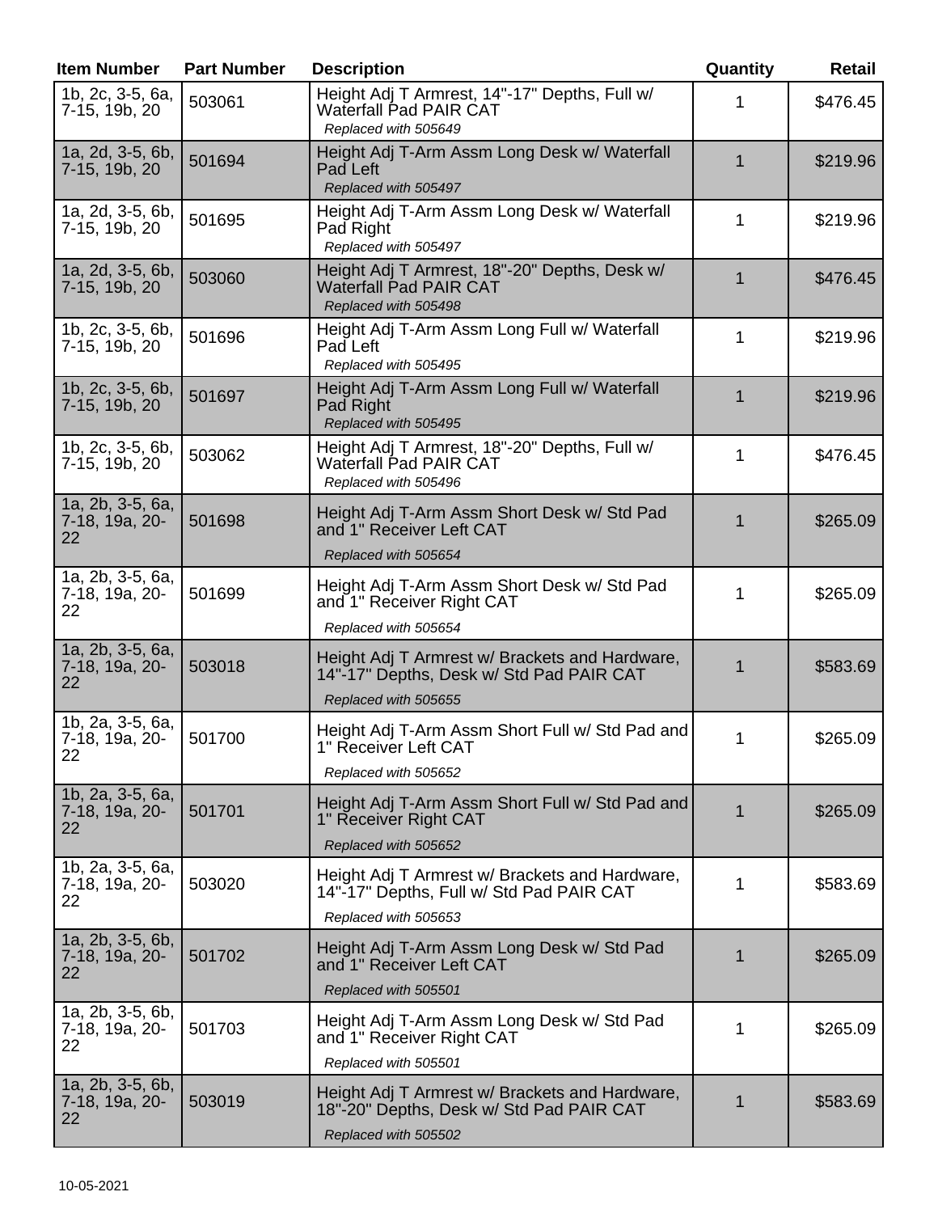| Item Number | Part Number | Description | Quantity | Retail |
|---|---|---|---|---|
| 1b, 2c, 3-5, 6a, 7-15, 19b, 20 | 503061 | Height Adj T Armrest, 14"-17" Depths, Full w/ Waterfall Pad PAIR CAT *Replaced with 505649* | 1 | $476.45 |
| 1a, 2d, 3-5, 6b, 7-15, 19b, 20 | 501694 | Height Adj T-Arm Assm Long Desk w/ Waterfall Pad Left *Replaced with 505497* | 1 | $219.96 |
| 1a, 2d, 3-5, 6b, 7-15, 19b, 20 | 501695 | Height Adj T-Arm Assm Long Desk w/ Waterfall Pad Right *Replaced with 505497* | 1 | $219.96 |
| 1a, 2d, 3-5, 6b, 7-15, 19b, 20 | 503060 | Height Adj T Armrest, 18"-20" Depths, Desk w/ Waterfall Pad PAIR CAT *Replaced with 505498* | 1 | $476.45 |
| 1b, 2c, 3-5, 6b, 7-15, 19b, 20 | 501696 | Height Adj T-Arm Assm Long Full w/ Waterfall Pad Left *Replaced with 505495* | 1 | $219.96 |
| 1b, 2c, 3-5, 6b, 7-15, 19b, 20 | 501697 | Height Adj T-Arm Assm Long Full w/ Waterfall Pad Right *Replaced with 505495* | 1 | $219.96 |
| 1b, 2c, 3-5, 6b, 7-15, 19b, 20 | 503062 | Height Adj T Armrest, 18"-20" Depths, Full w/ Waterfall Pad PAIR CAT *Replaced with 505496* | 1 | $476.45 |
| 1a, 2b, 3-5, 6a, 7-18, 19a, 20-22 | 501698 | Height Adj T-Arm Assm Short Desk w/ Std Pad and 1" Receiver Left CAT *Replaced with 505654* | 1 | $265.09 |
| 1a, 2b, 3-5, 6a, 7-18, 19a, 20-22 | 501699 | Height Adj T-Arm Assm Short Desk w/ Std Pad and 1" Receiver Right CAT *Replaced with 505654* | 1 | $265.09 |
| 1a, 2b, 3-5, 6a, 7-18, 19a, 20-22 | 503018 | Height Adj T Armrest w/ Brackets and Hardware, 14"-17" Depths, Desk w/ Std Pad PAIR CAT *Replaced with 505655* | 1 | $583.69 |
| 1b, 2a, 3-5, 6a, 7-18, 19a, 20-22 | 501700 | Height Adj T-Arm Assm Short Full w/ Std Pad and 1" Receiver Left CAT *Replaced with 505652* | 1 | $265.09 |
| 1b, 2a, 3-5, 6a, 7-18, 19a, 20-22 | 501701 | Height Adj T-Arm Assm Short Full w/ Std Pad and 1" Receiver Right CAT *Replaced with 505652* | 1 | $265.09 |
| 1b, 2a, 3-5, 6a, 7-18, 19a, 20-22 | 503020 | Height Adj T Armrest w/ Brackets and Hardware, 14"-17" Depths, Full w/ Std Pad PAIR CAT *Replaced with 505653* | 1 | $583.69 |
| 1a, 2b, 3-5, 6b, 7-18, 19a, 20-22 | 501702 | Height Adj T-Arm Assm Long Desk w/ Std Pad and 1" Receiver Left CAT *Replaced with 505501* | 1 | $265.09 |
| 1a, 2b, 3-5, 6b, 7-18, 19a, 20-22 | 501703 | Height Adj T-Arm Assm Long Desk w/ Std Pad and 1" Receiver Right CAT *Replaced with 505501* | 1 | $265.09 |
| 1a, 2b, 3-5, 6b, 7-18, 19a, 20-22 | 503019 | Height Adj T Armrest w/ Brackets and Hardware, 18"-20" Depths, Desk w/ Std Pad PAIR CAT *Replaced with 505502* | 1 | $583.69 |

10-05-2021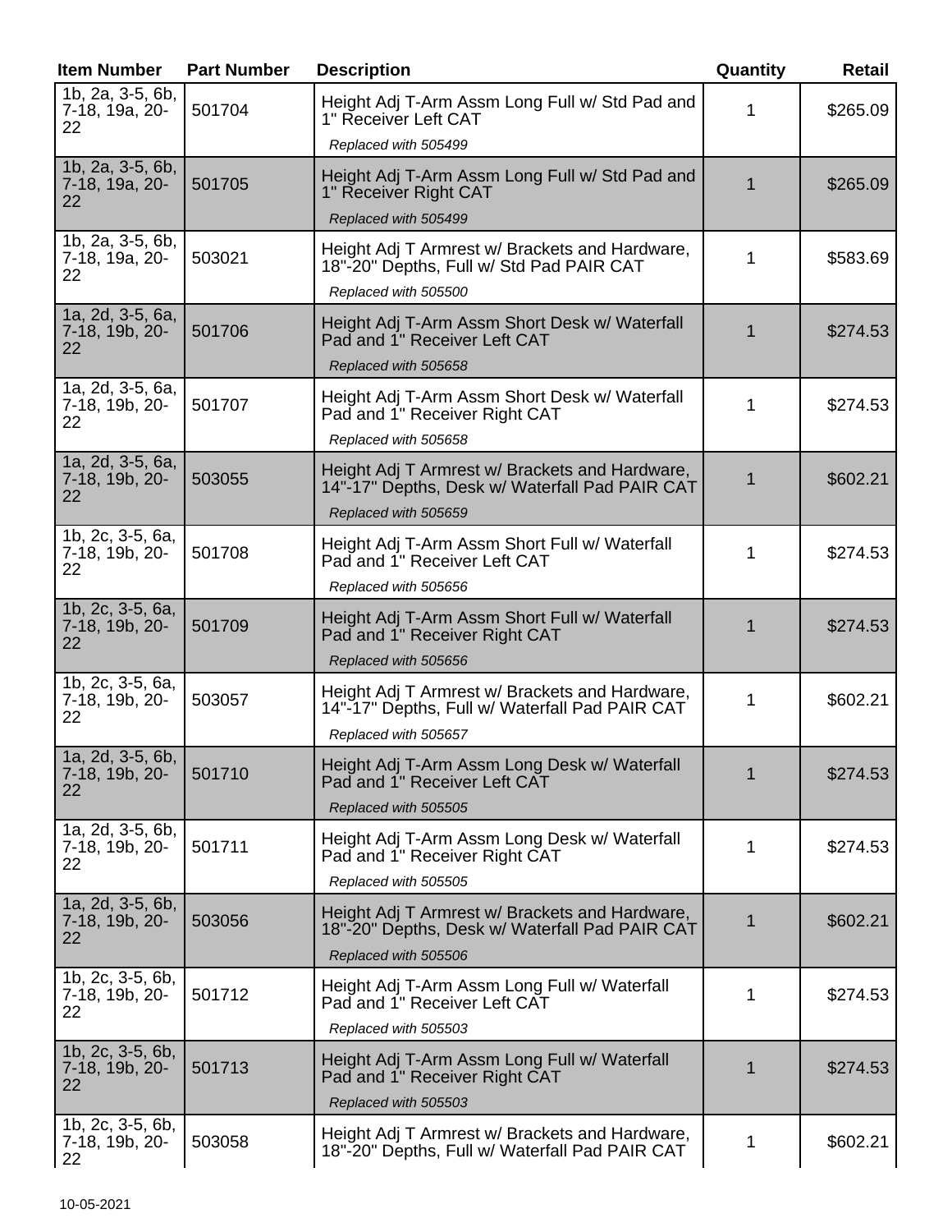| Item Number | Part Number | Description | Quantity | Retail |
|---|---|---|---|---|
| 1b, 2a, 3-5, 6b, 7-18, 19a, 20-22 | 501704 | Height Adj T-Arm Assm Long Full w/ Std Pad and 1" Receiver Left CAT<br>*Replaced with 505499* | 1 | $265.09 |
| 1b, 2a, 3-5, 6b, 7-18, 19a, 20-22 | 501705 | Height Adj T-Arm Assm Long Full w/ Std Pad and 1" Receiver Right CAT<br>*Replaced with 505499* | 1 | $265.09 |
| 1b, 2a, 3-5, 6b, 7-18, 19a, 20-22 | 503021 | Height Adj T Armrest w/ Brackets and Hardware, 18"-20" Depths, Full w/ Std Pad PAIR CAT<br>*Replaced with 505500* | 1 | $583.69 |
| 1a, 2d, 3-5, 6a, 7-18, 19b, 20-22 | 501706 | Height Adj T-Arm Assm Short Desk w/ Waterfall Pad and 1" Receiver Left CAT<br>*Replaced with 505658* | 1 | $274.53 |
| 1a, 2d, 3-5, 6a, 7-18, 19b, 20-22 | 501707 | Height Adj T-Arm Assm Short Desk w/ Waterfall Pad and 1" Receiver Right CAT<br>*Replaced with 505658* | 1 | $274.53 |
| 1a, 2d, 3-5, 6a, 7-18, 19b, 20-22 | 503055 | Height Adj T Armrest w/ Brackets and Hardware, 14"-17" Depths, Desk w/ Waterfall Pad PAIR CAT<br>*Replaced with 505659* | 1 | $602.21 |
| 1b, 2c, 3-5, 6a, 7-18, 19b, 20-22 | 501708 | Height Adj T-Arm Assm Short Full w/ Waterfall Pad and 1" Receiver Left CAT<br>*Replaced with 505656* | 1 | $274.53 |
| 1b, 2c, 3-5, 6a, 7-18, 19b, 20-22 | 501709 | Height Adj T-Arm Assm Short Full w/ Waterfall Pad and 1" Receiver Right CAT<br>*Replaced with 505656* | 1 | $274.53 |
| 1b, 2c, 3-5, 6a, 7-18, 19b, 20-22 | 503057 | Height Adj T Armrest w/ Brackets and Hardware, 14"-17" Depths, Full w/ Waterfall Pad PAIR CAT<br>*Replaced with 505657* | 1 | $602.21 |
| 1a, 2d, 3-5, 6b, 7-18, 19b, 20-22 | 501710 | Height Adj T-Arm Assm Long Desk w/ Waterfall Pad and 1" Receiver Left CAT<br>*Replaced with 505505* | 1 | $274.53 |
| 1a, 2d, 3-5, 6b, 7-18, 19b, 20-22 | 501711 | Height Adj T-Arm Assm Long Desk w/ Waterfall Pad and 1" Receiver Right CAT<br>*Replaced with 505505* | 1 | $274.53 |
| 1a, 2d, 3-5, 6b, 7-18, 19b, 20-22 | 503056 | Height Adj T Armrest w/ Brackets and Hardware, 18"-20" Depths, Desk w/ Waterfall Pad PAIR CAT<br>*Replaced with 505506* | 1 | $602.21 |
| 1b, 2c, 3-5, 6b, 7-18, 19b, 20-22 | 501712 | Height Adj T-Arm Assm Long Full w/ Waterfall Pad and 1" Receiver Left CAT<br>*Replaced with 505503* | 1 | $274.53 |
| 1b, 2c, 3-5, 6b, 7-18, 19b, 20-22 | 501713 | Height Adj T-Arm Assm Long Full w/ Waterfall Pad and 1" Receiver Right CAT<br>*Replaced with 505503* | 1 | $274.53 |
| 1b, 2c, 3-5, 6b, 7-18, 19b, 20-22 | 503058 | Height Adj T Armrest w/ Brackets and Hardware, 18"-20" Depths, Full w/ Waterfall Pad PAIR CAT | 1 | $602.21 |

10-05-2021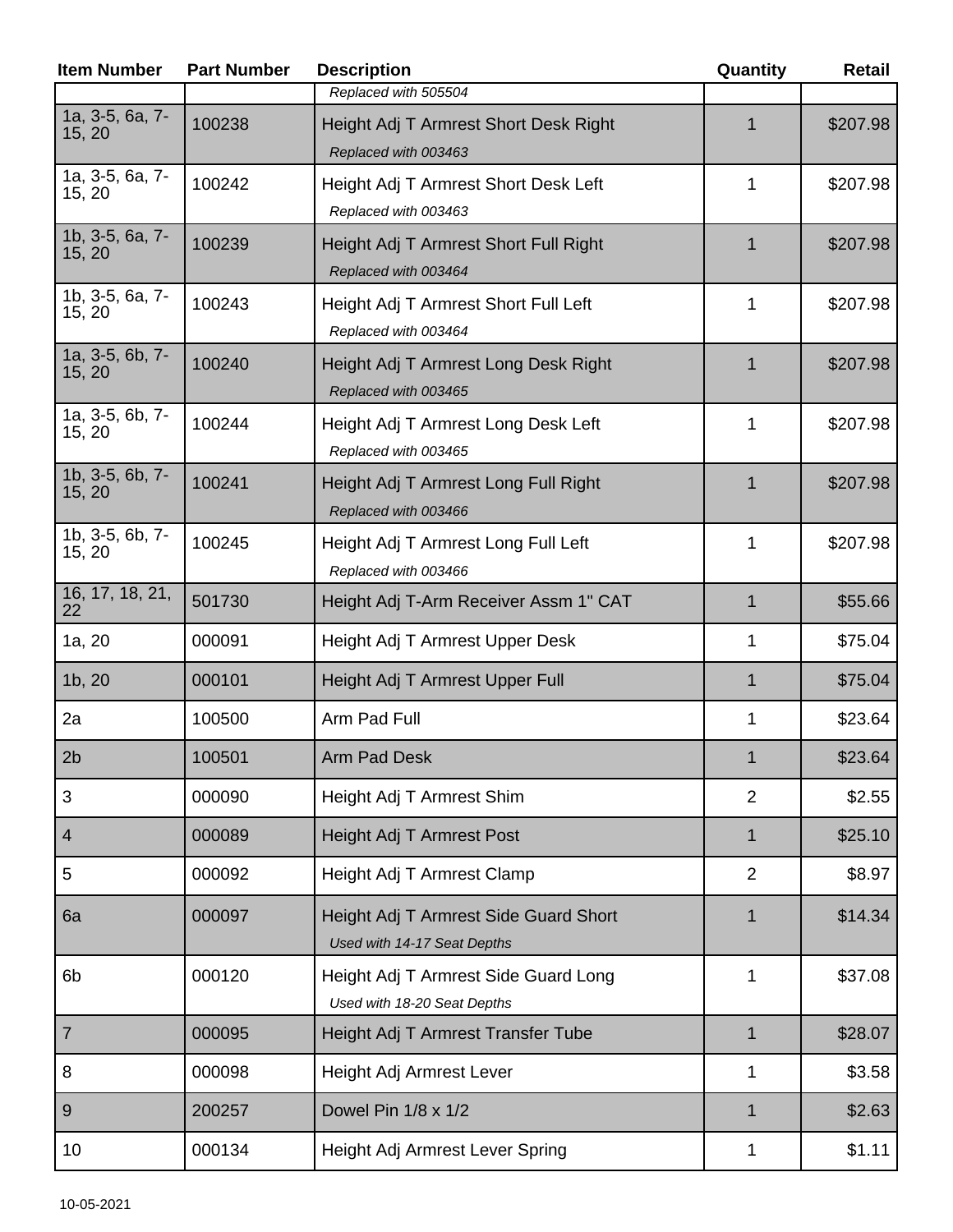| Item Number | Part Number | Description | Quantity | Retail |
|---|---|---|---|---|
| | | *Replaced with 505504* | | |
| 1a, 3-5, 6a, 7-15, 20 | 100238 | Height Adj T Armrest Short Desk Right<br>*Replaced with 003463* | 1 | $207.98 |
| 1a, 3-5, 6a, 7-15, 20 | 100242 | Height Adj T Armrest Short Desk Left<br>*Replaced with 003463* | 1 | $207.98 |
| 1b, 3-5, 6a, 7-15, 20 | 100239 | Height Adj T Armrest Short Full Right<br>*Replaced with 003464* | 1 | $207.98 |
| 1b, 3-5, 6a, 7-15, 20 | 100243 | Height Adj T Armrest Short Full Left<br>*Replaced with 003464* | 1 | $207.98 |
| 1a, 3-5, 6b, 7-15, 20 | 100240 | Height Adj T Armrest Long Desk Right<br>*Replaced with 003465* | 1 | $207.98 |
| 1a, 3-5, 6b, 7-15, 20 | 100244 | Height Adj T Armrest Long Desk Left<br>*Replaced with 003465* | 1 | $207.98 |
| 1b, 3-5, 6b, 7-15, 20 | 100241 | Height Adj T Armrest Long Full Right<br>*Replaced with 003466* | 1 | $207.98 |
| 1b, 3-5, 6b, 7-15, 20 | 100245 | Height Adj T Armrest Long Full Left<br>*Replaced with 003466* | 1 | $207.98 |
| 16, 17, 18, 21, 22 | 501730 | Height Adj T-Arm Receiver Assm 1" CAT | 1 | $55.66 |
| 1a, 20 | 000091 | Height Adj T Armrest Upper Desk | 1 | $75.04 |
| 1b, 20 | 000101 | Height Adj T Armrest Upper Full | 1 | $75.04 |
| 2a | 100500 | Arm Pad Full | 1 | $23.64 |
| 2b | 100501 | Arm Pad Desk | 1 | $23.64 |
| 3 | 000090 | Height Adj T Armrest Shim | 2 | $2.55 |
| 4 | 000089 | Height Adj T Armrest Post | 1 | $25.10 |
| 5 | 000092 | Height Adj T Armrest Clamp | 2 | $8.97 |
| 6a | 000097 | Height Adj T Armrest Side Guard Short<br>*Used with 14-17 Seat Depths* | 1 | $14.34 |
| 6b | 000120 | Height Adj T Armrest Side Guard Long<br>*Used with 18-20 Seat Depths* | 1 | $37.08 |
| 7 | 000095 | Height Adj T Armrest Transfer Tube | 1 | $28.07 |
| 8 | 000098 | Height Adj Armrest Lever | 1 | $3.58 |
| 9 | 200257 | Dowel Pin 1/8 x 1/2 | 1 | $2.63 |
| 10 | 000134 | Height Adj Armrest Lever Spring | 1 | $1.11 |

10-05-2021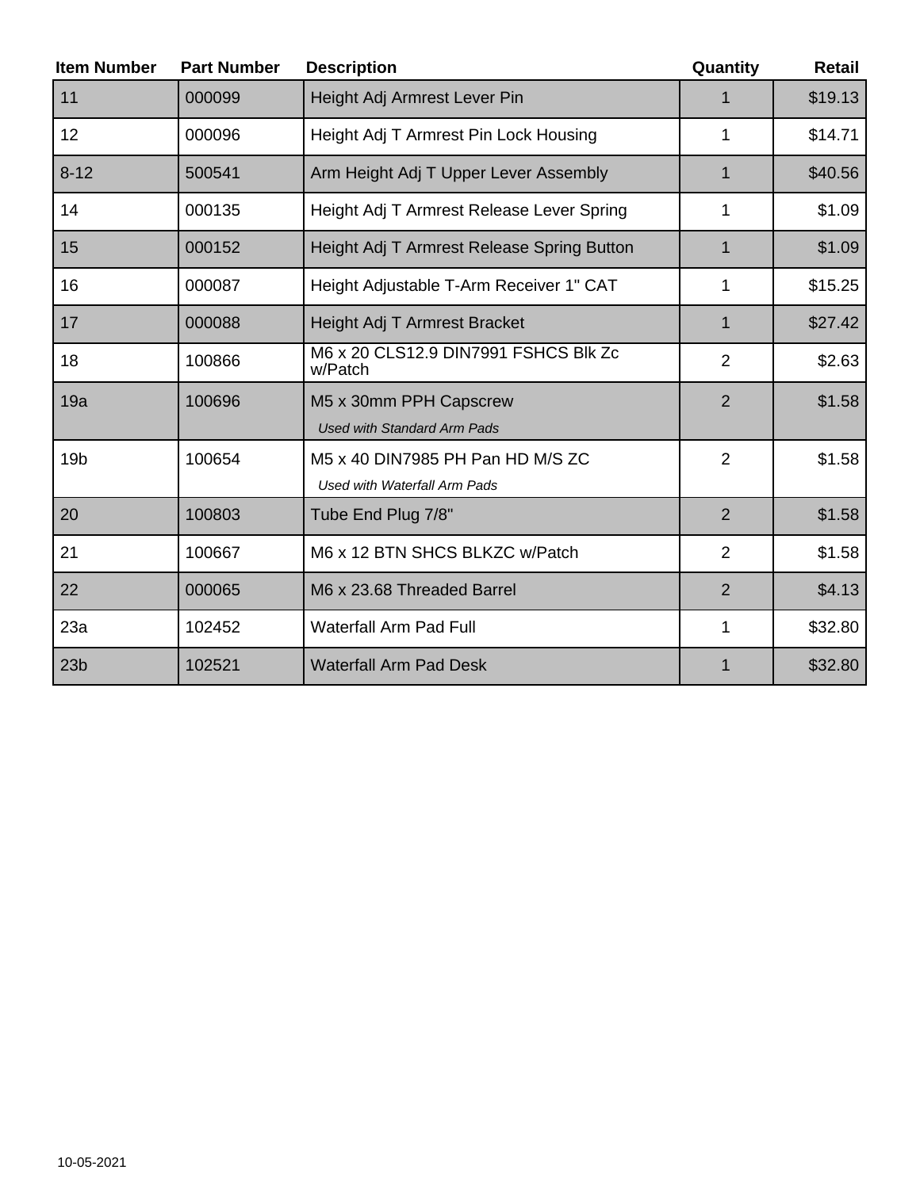| Item Number | Part Number | Description | Quantity | Retail |
| --- | --- | --- | --- | --- |
| 11 | 000099 | Height Adj Armrest Lever Pin | 1 | $19.13 |
| 12 | 000096 | Height Adj T Armrest Pin Lock Housing | 1 | $14.71 |
| 8-12 | 500541 | Arm Height Adj T Upper Lever Assembly | 1 | $40.56 |
| 14 | 000135 | Height Adj T Armrest Release Lever Spring | 1 | $1.09 |
| 15 | 000152 | Height Adj T Armrest Release Spring Button | 1 | $1.09 |
| 16 | 000087 | Height Adjustable T-Arm Receiver 1" CAT | 1 | $15.25 |
| 17 | 000088 | Height Adj T Armrest Bracket | 1 | $27.42 |
| 18 | 100866 | M6 x 20 CLS12.9 DIN7991 FSHCS Blk Zc w/Patch | 2 | $2.63 |
| 19a | 100696 | M5 x 30mm PPH Capscrew *Used with Standard Arm Pads* | 2 | $1.58 |
| 19b | 100654 | M5 x 40 DIN7985 PH Pan HD M/S ZC *Used with Waterfall Arm Pads* | 2 | $1.58 |
| 20 | 100803 | Tube End Plug 7/8" | 2 | $1.58 |
| 21 | 100667 | M6 x 12 BTN SHCS BLKZC w/Patch | 2 | $1.58 |
| 22 | 000065 | M6 x 23.68 Threaded Barrel | 2 | $4.13 |
| 23a | 102452 | Waterfall Arm Pad Full | 1 | $32.80 |
| 23b | 102521 | Waterfall Arm Pad Desk | 1 | $32.80 |

10-05-2021